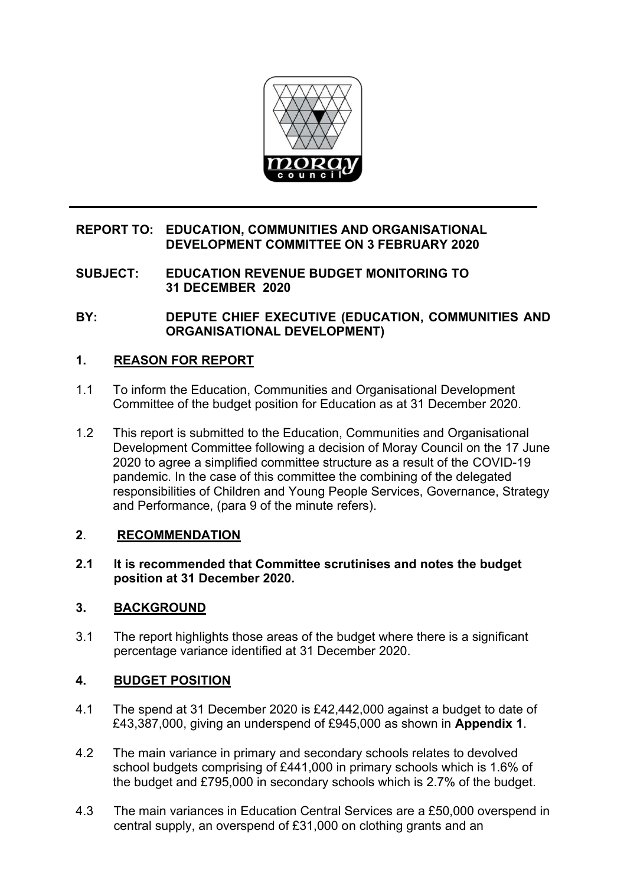**REPORT TO: EDUCATION, COMMUNITIES AND ORGANISATIONAL DEVELOPMENT COMMITTEE ON 3 FEBRUARY 2020**

**SUBJECT: EDUCATION REVENUE BUDGET MONITORING TO 31 DECEMBER 2020**

**BY: DEPUTE CHIEF EXECUTIVE (EDUCATION, COMMUNITIES AND ORGANISATIONAL DEVELOPMENT)**

## 1. REASON FOR REPORT

1.1 To inform the Education, Communities and Organisational Development Committee of the budget position for Education as at 31 December 2020.

1.2 This report is submitted to the Education, Communities and Organisational Development Committee following a decision of Moray Council on the 17 June 2020 to agree a simplified committee structure as a result of the COVID-19 pandemic. In the case of this committee the combining of the delegated responsibilities of Children and Young People Services, Governance, Strategy and Performance, (para 9 of the minute refers).

## 2. RECOMMENDATION

**2.1 It is recommended that Committee scrutinises and notes the budget position at 31 December 2020.**

## 3. BACKGROUND

3.1 The report highlights those areas of the budget where there is a significant percentage variance identified at 31 December 2020.

## 4. BUDGET POSITION

4.1 The spend at 31 December 2020 is £42,442,000 against a budget to date of £43,387,000, giving an underspend of £945,000 as shown in **Appendix 1**.

4.2 The main variance in primary and secondary schools relates to devolved school budgets comprising of £441,000 in primary schools which is 1.6% of the budget and £795,000 in secondary schools which is 2.7% of the budget.

4.3 The main variances in Education Central Services are a £50,000 overspend in central supply, an overspend of £31,000 on clothing grants and an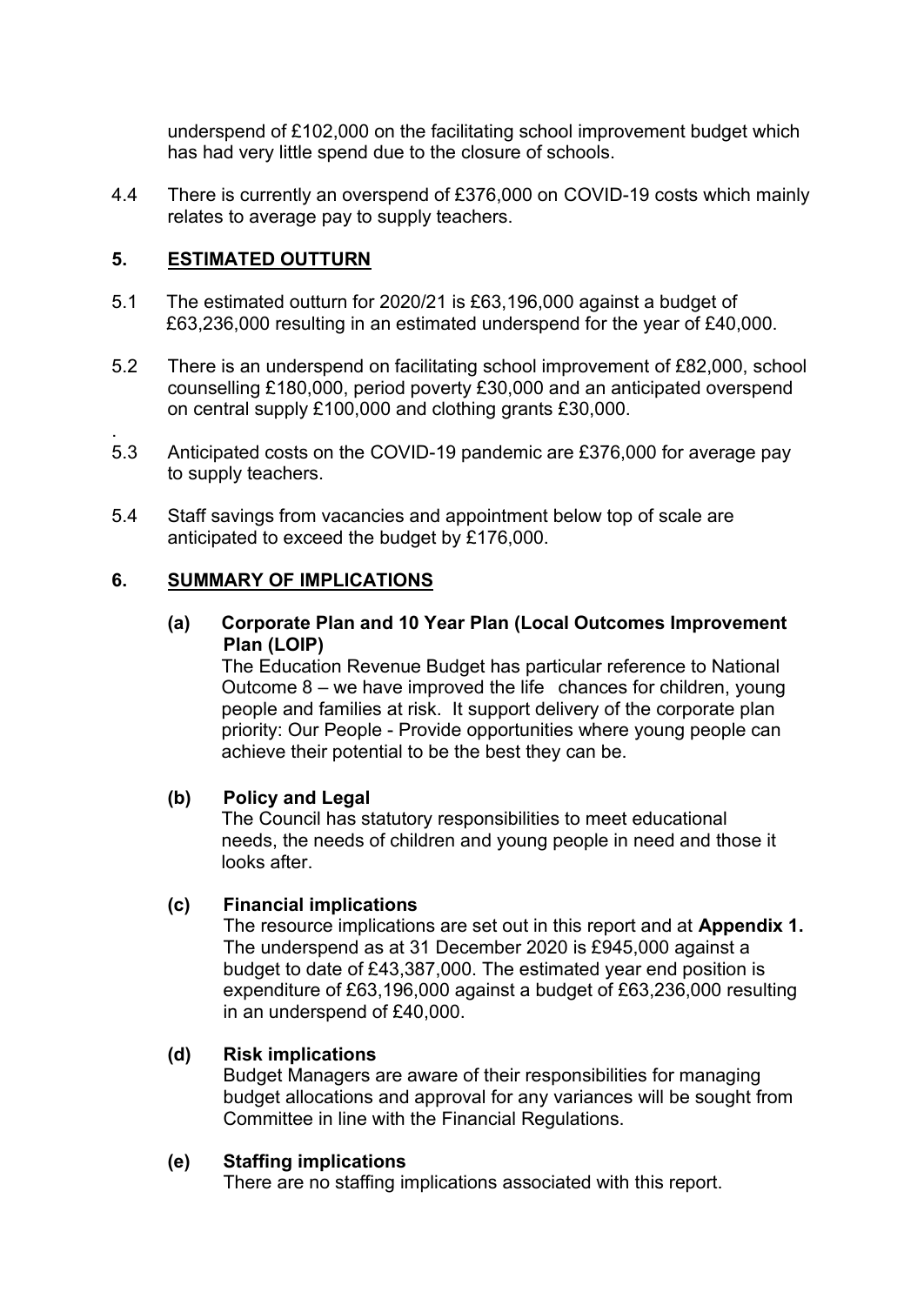underspend of £102,000 on the facilitating school improvement budget which has had very little spend due to the closure of schools.

4.4 There is currently an overspend of £376,000 on COVID-19 costs which mainly relates to average pay to supply teachers.

## 5. ESTIMATED OUTTURN

5.1 The estimated outturn for 2020/21 is £63,196,000 against a budget of £63,236,000 resulting in an estimated underspend for the year of £40,000.

5.2 There is an underspend on facilitating school improvement of £82,000, school counselling £180,000, period poverty £30,000 and an anticipated overspend on central supply £100,000 and clothing grants £30,000.

5.3 Anticipated costs on the COVID-19 pandemic are £376,000 for average pay to supply teachers.

5.4 Staff savings from vacancies and appointment below top of scale are anticipated to exceed the budget by £176,000.

## 6. SUMMARY OF IMPLICATIONS

**(a) Corporate Plan and 10 Year Plan (Local Outcomes Improvement Plan (LOIP)**

The Education Revenue Budget has particular reference to National Outcome 8 – we have improved the life chances for children, young people and families at risk. It support delivery of the corporate plan priority: Our People - Provide opportunities where young people can achieve their potential to be the best they can be.

**(b) Policy and Legal**

The Council has statutory responsibilities to meet educational needs, the needs of children and young people in need and those it looks after.

**(c) Financial implications**

The resource implications are set out in this report and at **Appendix 1.** The underspend as at 31 December 2020 is £945,000 against a budget to date of £43,387,000. The estimated year end position is expenditure of £63,196,000 against a budget of £63,236,000 resulting in an underspend of £40,000.

**(d) Risk implications**

Budget Managers are aware of their responsibilities for managing budget allocations and approval for any variances will be sought from Committee in line with the Financial Regulations.

**(e) Staffing implications**

There are no staffing implications associated with this report.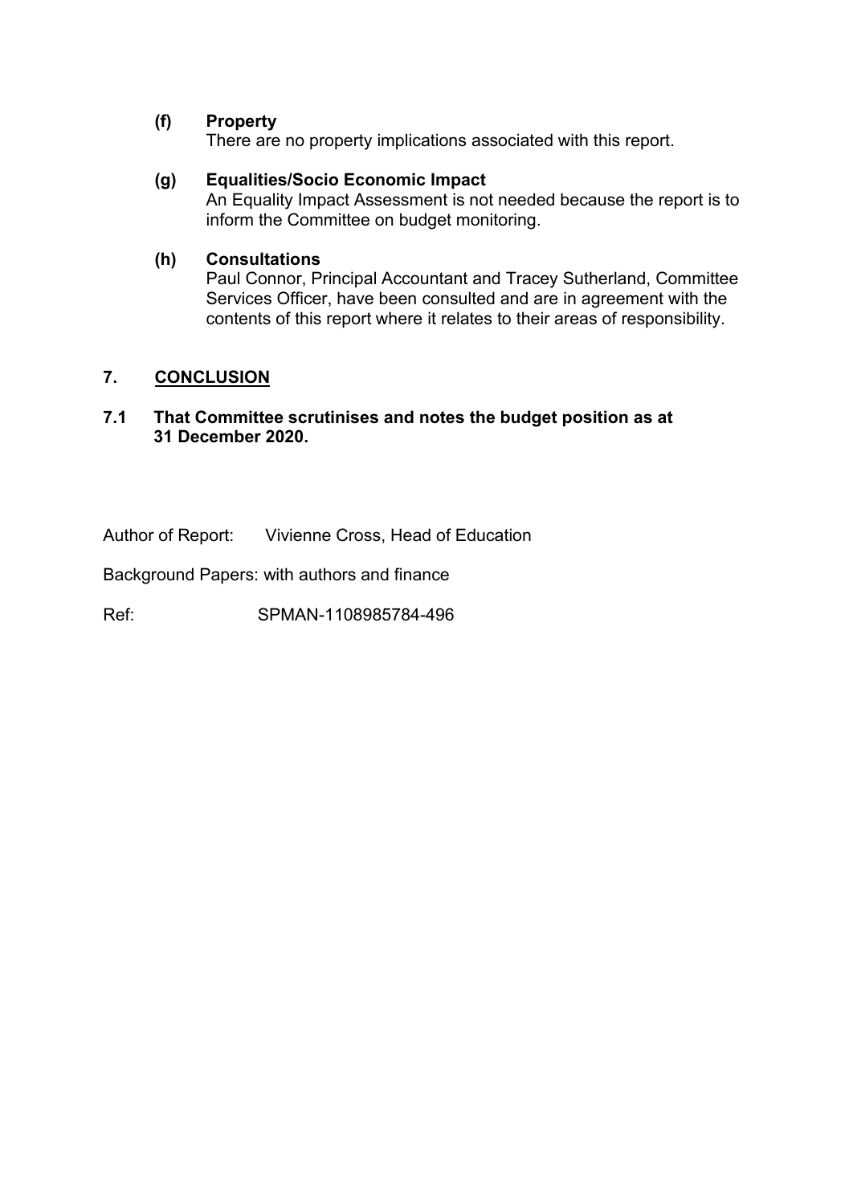**(f) Property**

There are no property implications associated with this report.

**(g) Equalities/Socio Economic Impact**

An Equality Impact Assessment is not needed because the report is to inform the Committee on budget monitoring.

**(h) Consultations**

Paul Connor, Principal Accountant and Tracey Sutherland, Committee Services Officer, have been consulted and are in agreement with the contents of this report where it relates to their areas of responsibility.

## 7. CONCLUSION

**7.1 That Committee scrutinises and notes the budget position as at 31 December 2020.**

Author of Report: Vivienne Cross, Head of Education

Background Papers: with authors and finance

Ref: SPMAN-1108985784-496